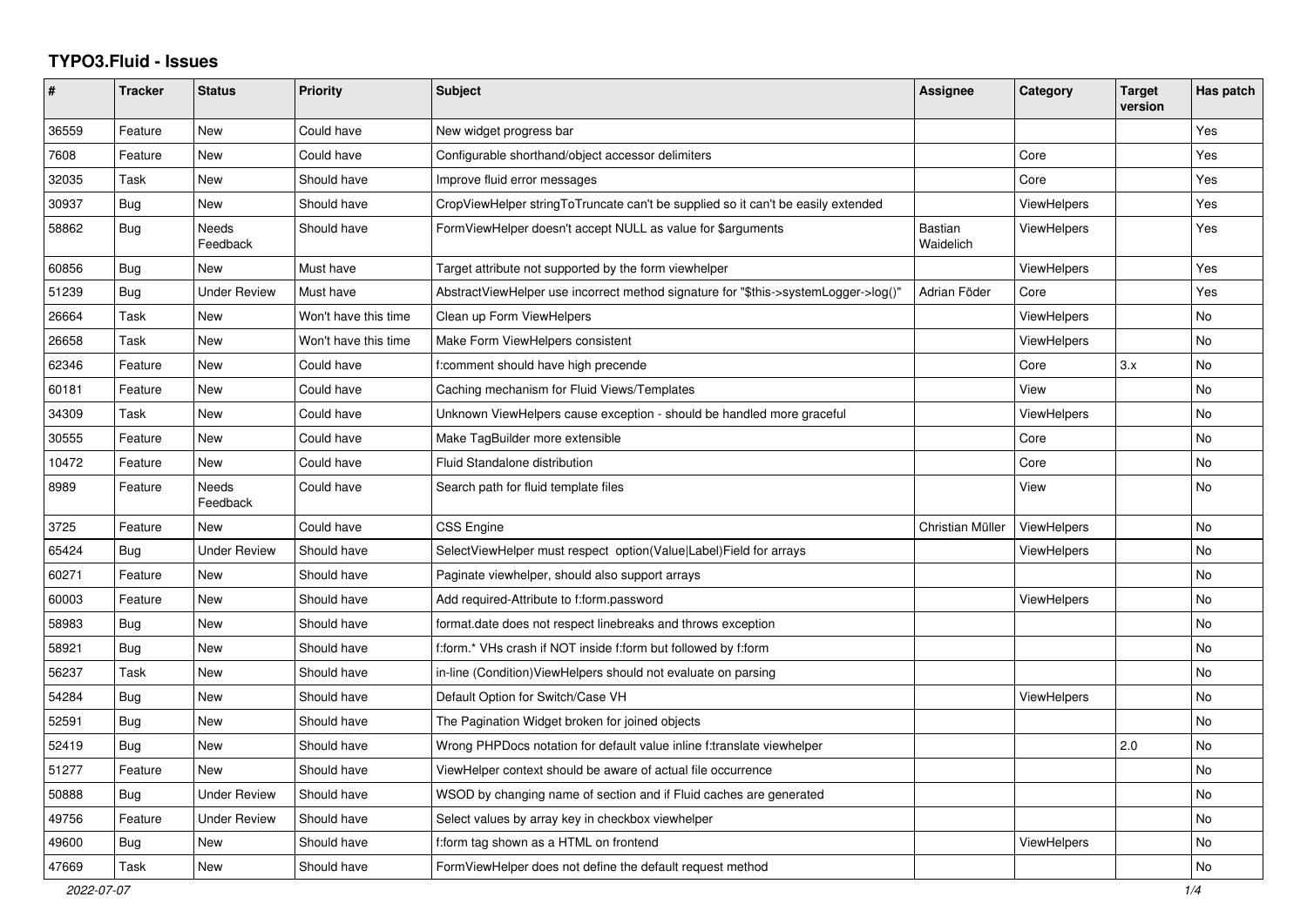# TYPO3.Fluid - Issues

| # | Tracker | Status | Priority | Subject | Assignee | Category | Target version | Has patch |
|---|---|---|---|---|---|---|---|---|
| 36559 | Feature | New | Could have | New widget progress bar | | | | Yes |
| 7608 | Feature | New | Could have | Configurable shorthand/object accessor delimiters | | Core | | Yes |
| 32035 | Task | New | Should have | Improve fluid error messages | | Core | | Yes |
| 30937 | Bug | New | Should have | CropViewHelper stringToTruncate can't be supplied so it can't be easily extended | | ViewHelpers | | Yes |
| 58862 | Bug | Needs Feedback | Should have | FormViewHelper doesn't accept NULL as value for $arguments | Bastian Waidelich | ViewHelpers | | Yes |
| 60856 | Bug | New | Must have | Target attribute not supported by the form viewhelper | | ViewHelpers | | Yes |
| 51239 | Bug | Under Review | Must have | AbstractViewHelper use incorrect method signature for "$this->systemLogger->log()" | Adrian Föder | Core | | Yes |
| 26664 | Task | New | Won't have this time | Clean up Form ViewHelpers | | ViewHelpers | | No |
| 26658 | Task | New | Won't have this time | Make Form ViewHelpers consistent | | ViewHelpers | | No |
| 62346 | Feature | New | Could have | f:comment should have high precende | | Core | 3.x | No |
| 60181 | Feature | New | Could have | Caching mechanism for Fluid Views/Templates | | View | | No |
| 34309 | Task | New | Could have | Unknown ViewHelpers cause exception - should be handled more graceful | | ViewHelpers | | No |
| 30555 | Feature | New | Could have | Make TagBuilder more extensible | | Core | | No |
| 10472 | Feature | New | Could have | Fluid Standalone distribution | | Core | | No |
| 8989 | Feature | Needs Feedback | Could have | Search path for fluid template files | | View | | No |
| 3725 | Feature | New | Could have | CSS Engine | Christian Müller | ViewHelpers | | No |
| 65424 | Bug | Under Review | Should have | SelectViewHelper must respect option(Value\|Label)Field for arrays | | ViewHelpers | | No |
| 60271 | Feature | New | Should have | Paginate viewhelper, should also support arrays | | | | No |
| 60003 | Feature | New | Should have | Add required-Attribute to f:form.password | | ViewHelpers | | No |
| 58983 | Bug | New | Should have | format.date does not respect linebreaks and throws exception | | | | No |
| 58921 | Bug | New | Should have | f:form.* VHs crash if NOT inside f:form but followed by f:form | | | | No |
| 56237 | Task | New | Should have | in-line (Condition)ViewHelpers should not evaluate on parsing | | | | No |
| 54284 | Bug | New | Should have | Default Option for Switch/Case VH | | ViewHelpers | | No |
| 52591 | Bug | New | Should have | The Pagination Widget broken for joined objects | | | | No |
| 52419 | Bug | New | Should have | Wrong PHPDocs notation for default value inline f:translate viewhelper | | | 2.0 | No |
| 51277 | Feature | New | Should have | ViewHelper context should be aware of actual file occurrence | | | | No |
| 50888 | Bug | Under Review | Should have | WSOD by changing name of section and if Fluid caches are generated | | | | No |
| 49756 | Feature | Under Review | Should have | Select values by array key in checkbox viewhelper | | | | No |
| 49600 | Bug | New | Should have | f:form tag shown as a HTML on frontend | | ViewHelpers | | No |
| 47669 | Task | New | Should have | FormViewHelper does not define the default request method | | | | No |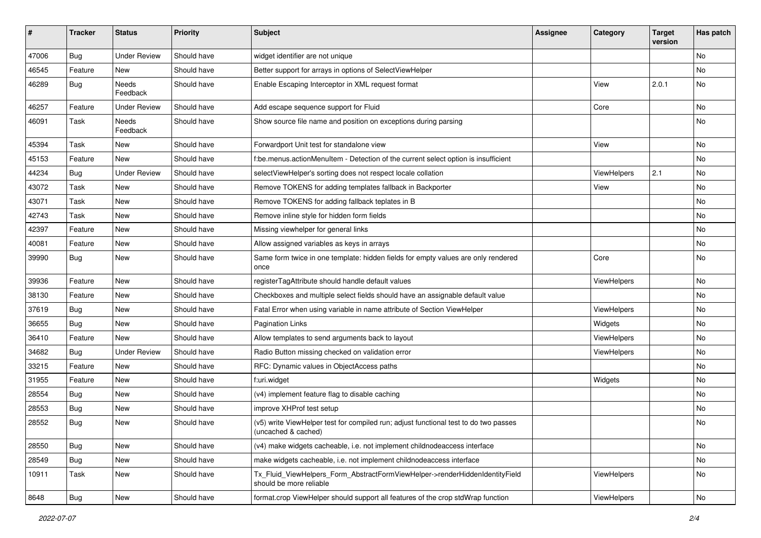| # | Tracker | Status | Priority | Subject | Assignee | Category | Target version | Has patch |
|---|---|---|---|---|---|---|---|---|
| 47006 | Bug | Under Review | Should have | widget identifier are not unique | | | | No |
| 46545 | Feature | New | Should have | Better support for arrays in options of SelectViewHelper | | | | No |
| 46289 | Bug | Needs Feedback | Should have | Enable Escaping Interceptor in XML request format | | View | 2.0.1 | No |
| 46257 | Feature | Under Review | Should have | Add escape sequence support for Fluid | | Core | | No |
| 46091 | Task | Needs Feedback | Should have | Show source file name and position on exceptions during parsing | | | | No |
| 45394 | Task | New | Should have | Forwardport Unit test for standalone view | | View | | No |
| 45153 | Feature | New | Should have | f:be.menus.actionMenuItem - Detection of the current select option is insufficient | | | | No |
| 44234 | Bug | Under Review | Should have | selectViewHelper's sorting does not respect locale collation | | ViewHelpers | 2.1 | No |
| 43072 | Task | New | Should have | Remove TOKENS for adding templates fallback in Backporter | | View | | No |
| 43071 | Task | New | Should have | Remove TOKENS for adding fallback teplates in B | | | | No |
| 42743 | Task | New | Should have | Remove inline style for hidden form fields | | | | No |
| 42397 | Feature | New | Should have | Missing viewhelper for general links | | | | No |
| 40081 | Feature | New | Should have | Allow assigned variables as keys in arrays | | | | No |
| 39990 | Bug | New | Should have | Same form twice in one template: hidden fields for empty values are only rendered once | | Core | | No |
| 39936 | Feature | New | Should have | registerTagAttribute should handle default values | | ViewHelpers | | No |
| 38130 | Feature | New | Should have | Checkboxes and multiple select fields should have an assignable default value | | | | No |
| 37619 | Bug | New | Should have | Fatal Error when using variable in name attribute of Section ViewHelper | | ViewHelpers | | No |
| 36655 | Bug | New | Should have | Pagination Links | | Widgets | | No |
| 36410 | Feature | New | Should have | Allow templates to send arguments back to layout | | ViewHelpers | | No |
| 34682 | Bug | Under Review | Should have | Radio Button missing checked on validation error | | ViewHelpers | | No |
| 33215 | Feature | New | Should have | RFC: Dynamic values in ObjectAccess paths | | | | No |
| 31955 | Feature | New | Should have | f:uri.widget | | Widgets | | No |
| 28554 | Bug | New | Should have | (v4) implement feature flag to disable caching | | | | No |
| 28553 | Bug | New | Should have | improve XHProf test setup | | | | No |
| 28552 | Bug | New | Should have | (v5) write ViewHelper test for compiled run; adjust functional test to do two passes (uncached & cached) | | | | No |
| 28550 | Bug | New | Should have | (v4) make widgets cacheable, i.e. not implement childnodeaccess interface | | | | No |
| 28549 | Bug | New | Should have | make widgets cacheable, i.e. not implement childnodeaccess interface | | | | No |
| 10911 | Task | New | Should have | Tx_Fluid_ViewHelpers_Form_AbstractFormViewHelper->renderHiddenIdentityField should be more reliable | | ViewHelpers | | No |
| 8648 | Bug | New | Should have | format.crop ViewHelper should support all features of the crop stdWrap function | | ViewHelpers | | No |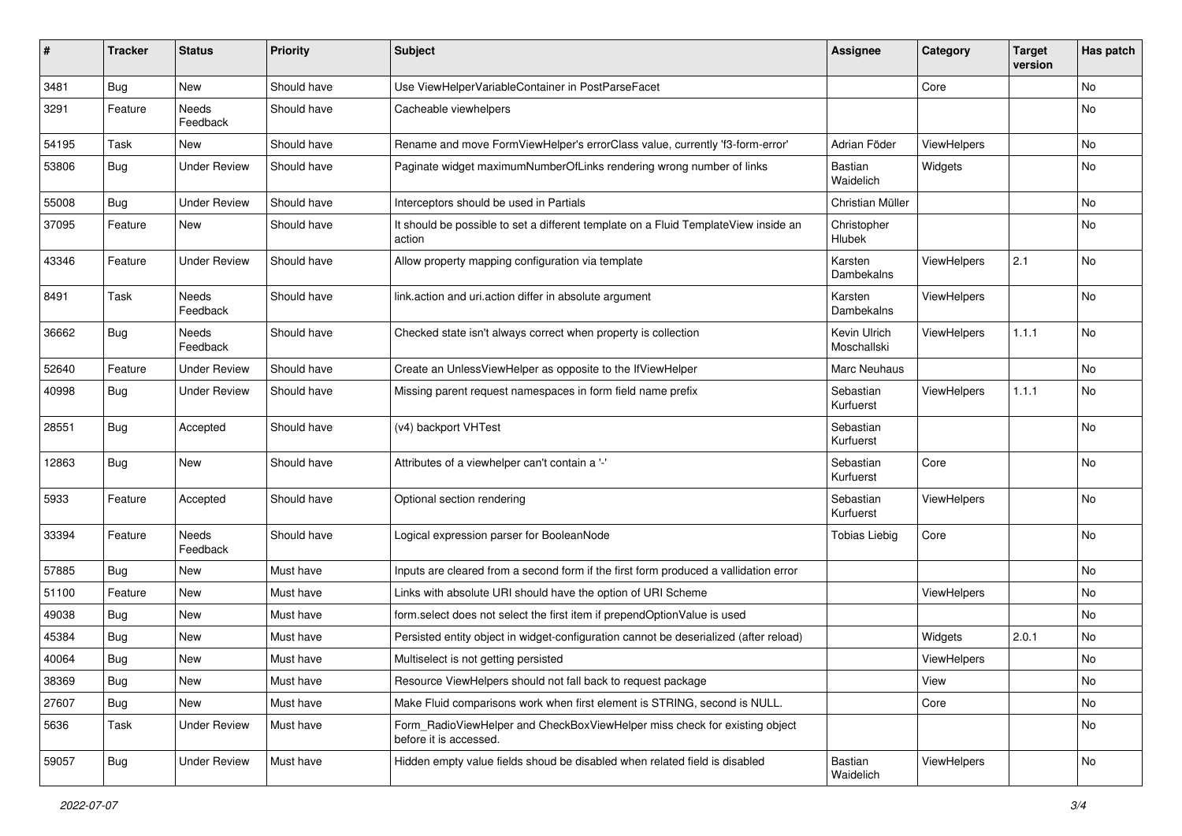| # | Tracker | Status | Priority | Subject | Assignee | Category | Target version | Has patch |
|---|---|---|---|---|---|---|---|---|
| 3481 | Bug | New | Should have | Use ViewHelperVariableContainer in PostParseFacet | | Core | | No |
| 3291 | Feature | Needs Feedback | Should have | Cacheable viewhelpers | | | | No |
| 54195 | Task | New | Should have | Rename and move FormViewHelper's errorClass value, currently 'f3-form-error' | Adrian Föder | ViewHelpers | | No |
| 53806 | Bug | Under Review | Should have | Paginate widget maximumNumberOfLinks rendering wrong number of links | Bastian Waidelich | Widgets | | No |
| 55008 | Bug | Under Review | Should have | Interceptors should be used in Partials | Christian Müller | | | No |
| 37095 | Feature | New | Should have | It should be possible to set a different template on a Fluid TemplateView inside an action | Christopher Hlubek | | | No |
| 43346 | Feature | Under Review | Should have | Allow property mapping configuration via template | Karsten Dambekalns | ViewHelpers | 2.1 | No |
| 8491 | Task | Needs Feedback | Should have | link.action and uri.action differ in absolute argument | Karsten Dambekalns | ViewHelpers | | No |
| 36662 | Bug | Needs Feedback | Should have | Checked state isn't always correct when property is collection | Kevin Ulrich Moschallski | ViewHelpers | 1.1.1 | No |
| 52640 | Feature | Under Review | Should have | Create an UnlessViewHelper as opposite to the IfViewHelper | Marc Neuhaus | | | No |
| 40998 | Bug | Under Review | Should have | Missing parent request namespaces in form field name prefix | Sebastian Kurfuerst | ViewHelpers | 1.1.1 | No |
| 28551 | Bug | Accepted | Should have | (v4) backport VHTest | Sebastian Kurfuerst | | | No |
| 12863 | Bug | New | Should have | Attributes of a viewhelper can't contain a '-' | Sebastian Kurfuerst | Core | | No |
| 5933 | Feature | Accepted | Should have | Optional section rendering | Sebastian Kurfuerst | ViewHelpers | | No |
| 33394 | Feature | Needs Feedback | Should have | Logical expression parser for BooleanNode | Tobias Liebig | Core | | No |
| 57885 | Bug | New | Must have | Inputs are cleared from a second form if the first form produced a vallidation error | | | | No |
| 51100 | Feature | New | Must have | Links with absolute URI should have the option of URI Scheme | | ViewHelpers | | No |
| 49038 | Bug | New | Must have | form.select does not select the first item if prependOptionValue is used | | | | No |
| 45384 | Bug | New | Must have | Persisted entity object in widget-configuration cannot be deserialized (after reload) | | Widgets | 2.0.1 | No |
| 40064 | Bug | New | Must have | Multiselect is not getting persisted | | ViewHelpers | | No |
| 38369 | Bug | New | Must have | Resource ViewHelpers should not fall back to request package | | View | | No |
| 27607 | Bug | New | Must have | Make Fluid comparisons work when first element is STRING, second is NULL. | | Core | | No |
| 5636 | Task | Under Review | Must have | Form_RadioViewHelper and CheckBoxViewHelper miss check for existing object before it is accessed. | | | | No |
| 59057 | Bug | Under Review | Must have | Hidden empty value fields shoud be disabled when related field is disabled | Bastian Waidelich | ViewHelpers | | No |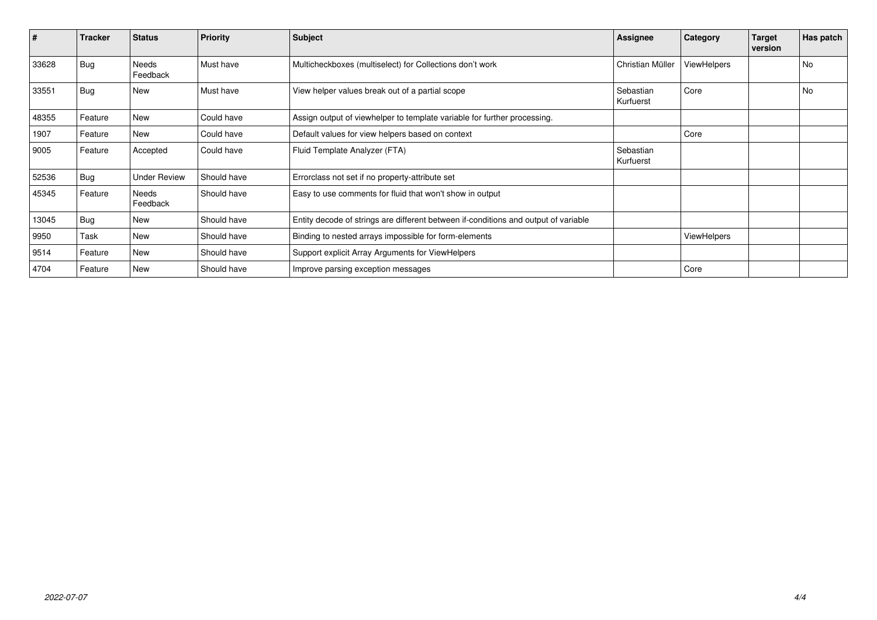| # | Tracker | Status | Priority | Subject | Assignee | Category | Target version | Has patch |
|---|---|---|---|---|---|---|---|---|
| 33628 | Bug | Needs Feedback | Must have | Multicheckboxes (multiselect) for Collections don't work | Christian Müller | ViewHelpers | | No |
| 33551 | Bug | New | Must have | View helper values break out of a partial scope | Sebastian Kurfuerst | Core | | No |
| 48355 | Feature | New | Could have | Assign output of viewhelper to template variable for further processing. | | | | |
| 1907 | Feature | New | Could have | Default values for view helpers based on context | | Core | | |
| 9005 | Feature | Accepted | Could have | Fluid Template Analyzer (FTA) | Sebastian Kurfuerst | | | |
| 52536 | Bug | Under Review | Should have | Errorclass not set if no property-attribute set | | | | |
| 45345 | Feature | Needs Feedback | Should have | Easy to use comments for fluid that won't show in output | | | | |
| 13045 | Bug | New | Should have | Entity decode of strings are different between if-conditions and output of variable | | | | |
| 9950 | Task | New | Should have | Binding to nested arrays impossible for form-elements | | ViewHelpers | | |
| 9514 | Feature | New | Should have | Support explicit Array Arguments for ViewHelpers | | | | |
| 4704 | Feature | New | Should have | Improve parsing exception messages | | Core | | |

*2022-07-07*